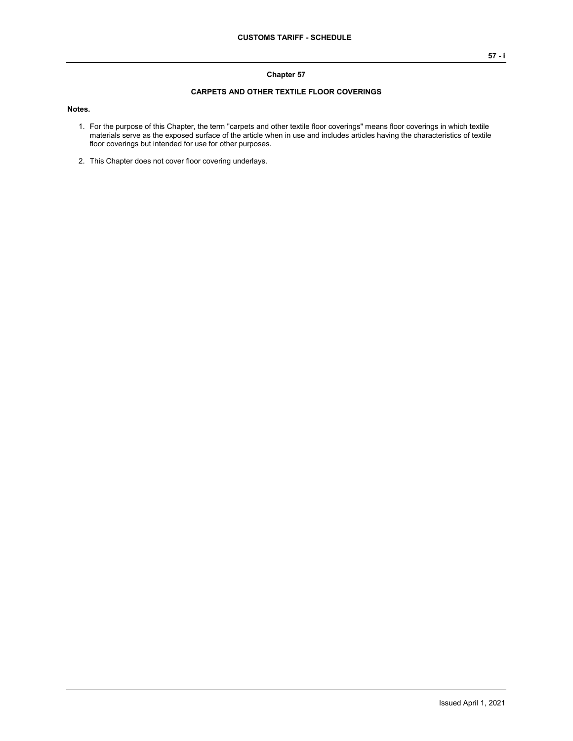# Chapter 57

## CARPETS AND OTHER TEXTILE FLOOR COVERINGS

**Notes.**

1. For the purpose of this Chapter, the term "carpets and other textile floor coverings" means floor coverings in which textile materials serve as the exposed surface of the article when in use and includes articles having the characteristics of textile floor coverings but intended for use for other purposes.

2. This Chapter does not cover floor covering underlays.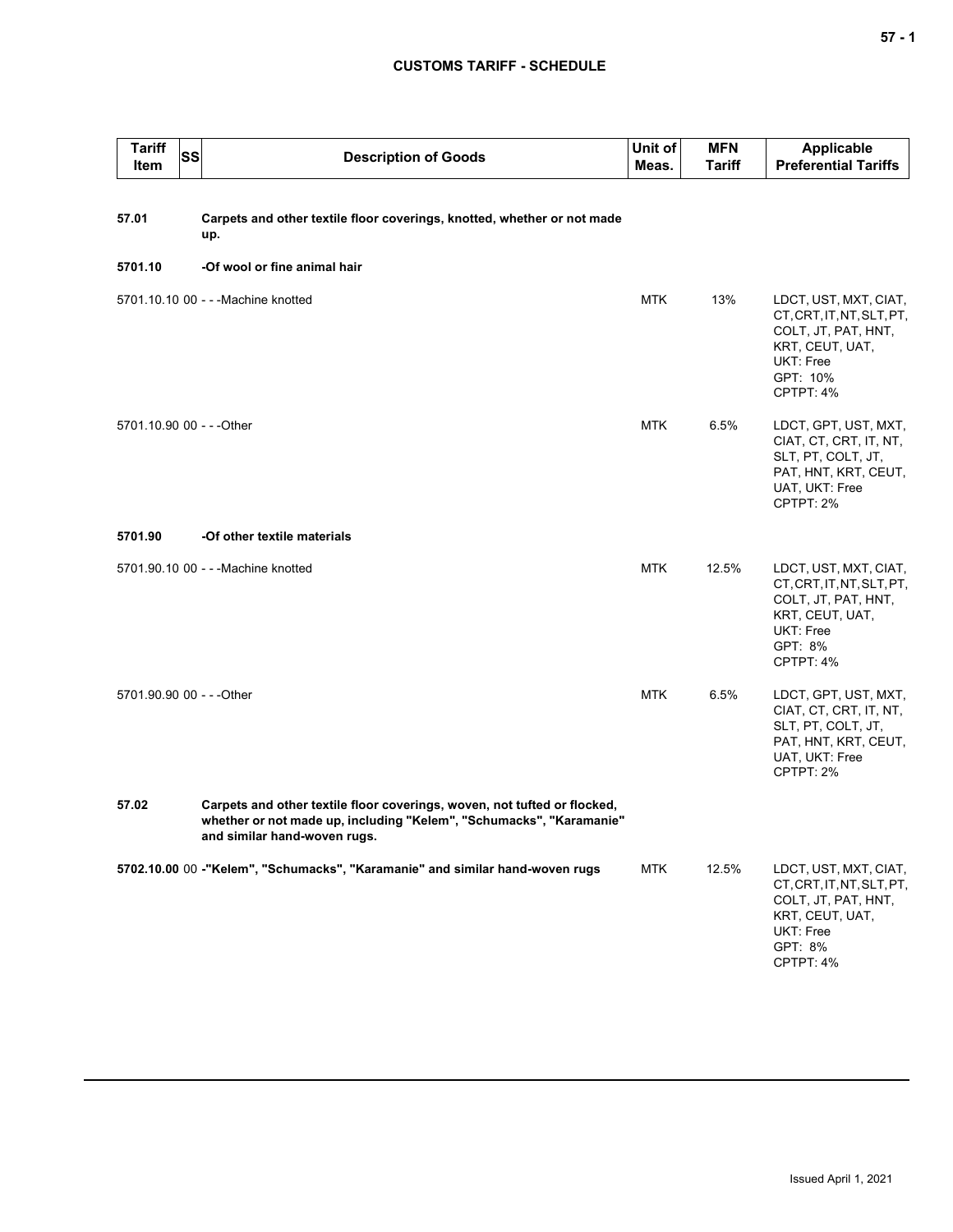| Tariff Item | SS | Description of Goods | Unit of Meas. | MFN Tariff | Applicable Preferential Tariffs |
|---|---|---|---|---|---|
| **57.01** | | **Carpets and other textile floor coverings, knotted, whether or not made up.** | | | |
| **5701.10** | | **-Of wool or fine animal hair** | | | |
| 5701.10.10 | 00 | - - -Machine knotted | MTK | 13% | LDCT, UST, MXT, CIAT, CT, CRT, IT, NT, SLT, PT, COLT, JT, PAT, HNT, KRT, CEUT, UAT, UKT: Free<br>GPT: 10%<br>CPTPT: 4% |
| 5701.10.90 | 00 | - - -Other | MTK | 6.5% | LDCT, GPT, UST, MXT, CIAT, CT, CRT, IT, NT, SLT, PT, COLT, JT, PAT, HNT, KRT, CEUT, UAT, UKT: Free<br>CPTPT: 2% |
| **5701.90** | | **-Of other textile materials** | | | |
| 5701.90.10 | 00 | - - -Machine knotted | MTK | 12.5% | LDCT, UST, MXT, CIAT, CT, CRT, IT, NT, SLT, PT, COLT, JT, PAT, HNT, KRT, CEUT, UAT, UKT: Free<br>GPT: 8%<br>CPTPT: 4% |
| 5701.90.90 | 00 | - - -Other | MTK | 6.5% | LDCT, GPT, UST, MXT, CIAT, CT, CRT, IT, NT, SLT, PT, COLT, JT, PAT, HNT, KRT, CEUT, UAT, UKT: Free<br>CPTPT: 2% |
| **57.02** | | **Carpets and other textile floor coverings, woven, not tufted or flocked, whether or not made up, including "Kelem", "Schumacks", "Karamanie" and similar hand-woven rugs.** | | | |
| **5702.10.00** | 00 | **-"Kelem", "Schumacks", "Karamanie" and similar hand-woven rugs** | MTK | 12.5% | LDCT, UST, MXT, CIAT, CT, CRT, IT, NT, SLT, PT, COLT, JT, PAT, HNT, KRT, CEUT, UAT, UKT: Free<br>GPT: 8%<br>CPTPT: 4% |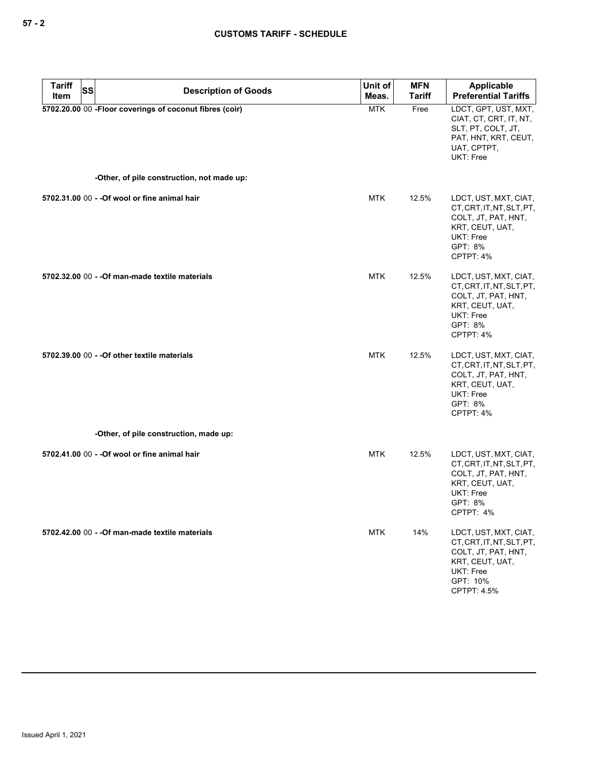## CUSTOMS TARIFF - SCHEDULE

| Tariff Item | SS | Description of Goods | Unit of Meas. | MFN Tariff | Applicable Preferential Tariffs |
|---|---|---|---|---|---|
| 5702.20.00 | 00 | -Floor coverings of coconut fibres (coir) | MTK | Free | LDCT, GPT, UST, MXT, CIAT, CT, CRT, IT, NT, SLT, PT, COLT, JT, PAT, HNT, KRT, CEUT, UAT, CPTPT, UKT: Free |
| | | -Other, of pile construction, not made up: | | | |
| 5702.31.00 | 00 | - -Of wool or fine animal hair | MTK | 12.5% | LDCT, UST, MXT, CIAT, CT, CRT, IT, NT, SLT, PT, COLT, JT, PAT, HNT, KRT, CEUT, UAT, UKT: Free<br>GPT: 8%<br>CPTPT: 4% |
| 5702.32.00 | 00 | - -Of man-made textile materials | MTK | 12.5% | LDCT, UST, MXT, CIAT, CT, CRT, IT, NT, SLT, PT, COLT, JT, PAT, HNT, KRT, CEUT, UAT, UKT: Free<br>GPT: 8%<br>CPTPT: 4% |
| 5702.39.00 | 00 | - -Of other textile materials | MTK | 12.5% | LDCT, UST, MXT, CIAT, CT, CRT, IT, NT, SLT, PT, COLT, JT, PAT, HNT, KRT, CEUT, UAT, UKT: Free<br>GPT: 8%<br>CPTPT: 4% |
| | | -Other, of pile construction, made up: | | | |
| 5702.41.00 | 00 | - -Of wool or fine animal hair | MTK | 12.5% | LDCT, UST, MXT, CIAT, CT, CRT, IT, NT, SLT, PT, COLT, JT, PAT, HNT, KRT, CEUT, UAT, UKT: Free<br>GPT: 8%<br>CPTPT: 4% |
| 5702.42.00 | 00 | - -Of man-made textile materials | MTK | 14% | LDCT, UST, MXT, CIAT, CT, CRT, IT, NT, SLT, PT, COLT, JT, PAT, HNT, KRT, CEUT, UAT, UKT: Free<br>GPT: 10%<br>CPTPT: 4.5% |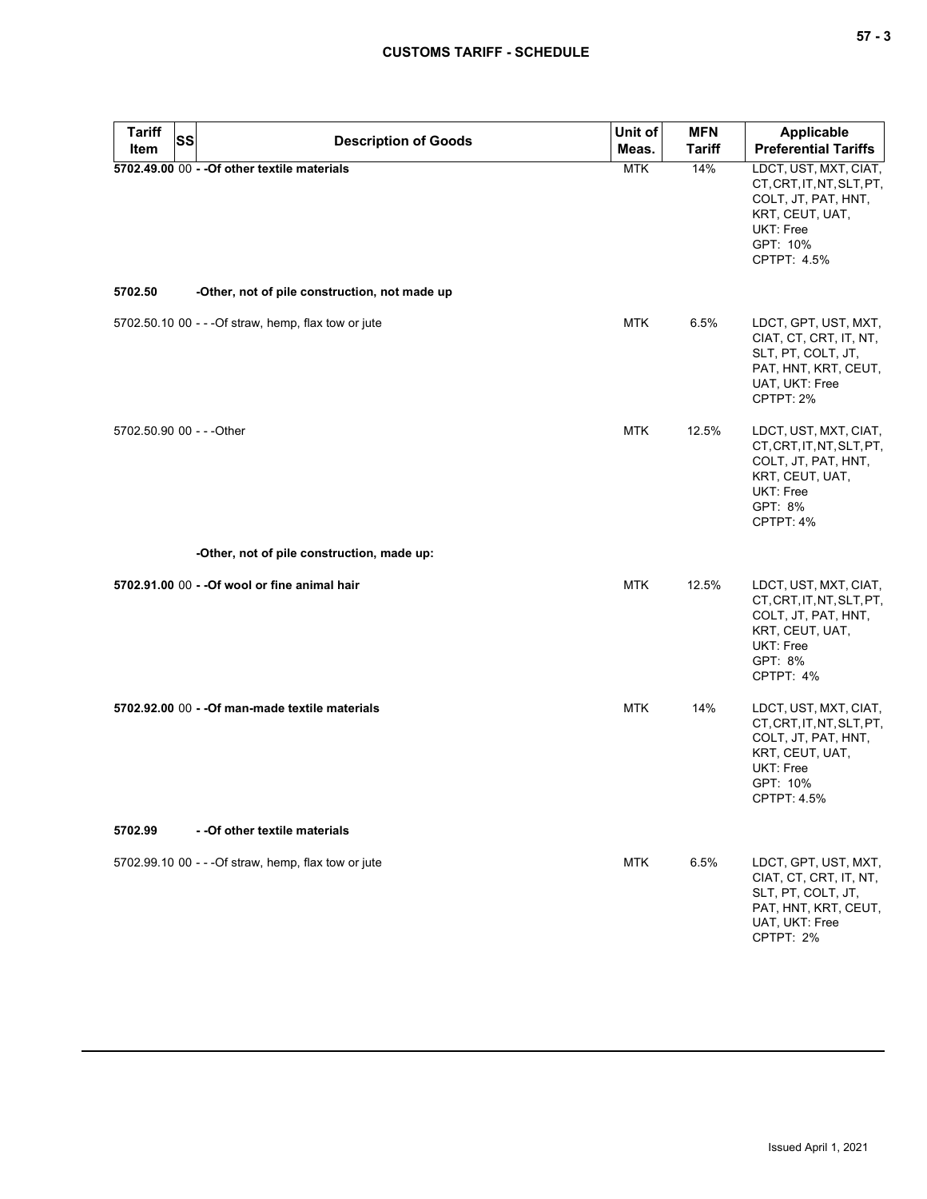| Tariff Item | SS | Description of Goods | Unit of Meas. | MFN Tariff | Applicable Preferential Tariffs |
|---|---|---|---|---|---|
| **5702.49.00** | 00 | **- -Of other textile materials** | MTK | 14% | LDCT, UST, MXT, CIAT, CT, CRT, IT, NT, SLT, PT, COLT, JT, PAT, HNT, KRT, CEUT, UAT, UKT: Free<br>GPT: 10%<br>CPTPT: 4.5% |
| **5702.50** | | **-Other, not of pile construction, not made up** | | | |
| 5702.50.10 | 00 | - - -Of straw, hemp, flax tow or jute | MTK | 6.5% | LDCT, GPT, UST, MXT, CIAT, CT, CRT, IT, NT, SLT, PT, COLT, JT, PAT, HNT, KRT, CEUT, UAT, UKT: Free<br>CPTPT: 2% |
| 5702.50.90 | 00 | - - -Other | MTK | 12.5% | LDCT, UST, MXT, CIAT, CT, CRT, IT, NT, SLT, PT, COLT, JT, PAT, HNT, KRT, CEUT, UAT, UKT: Free<br>GPT: 8%<br>CPTPT: 4% |
| | | **-Other, not of pile construction, made up:** | | | |
| **5702.91.00** | 00 | **- -Of wool or fine animal hair** | MTK | 12.5% | LDCT, UST, MXT, CIAT, CT, CRT, IT, NT, SLT, PT, COLT, JT, PAT, HNT, KRT, CEUT, UAT, UKT: Free<br>GPT: 8%<br>CPTPT: 4% |
| **5702.92.00** | 00 | **- -Of man-made textile materials** | MTK | 14% | LDCT, UST, MXT, CIAT, CT, CRT, IT, NT, SLT, PT, COLT, JT, PAT, HNT, KRT, CEUT, UAT, UKT: Free<br>GPT: 10%<br>CPTPT: 4.5% |
| **5702.99** | | **- -Of other textile materials** | | | |
| 5702.99.10 | 00 | - - -Of straw, hemp, flax tow or jute | MTK | 6.5% | LDCT, GPT, UST, MXT, CIAT, CT, CRT, IT, NT, SLT, PT, COLT, JT, PAT, HNT, KRT, CEUT, UAT, UKT: Free<br>CPTPT: 2% |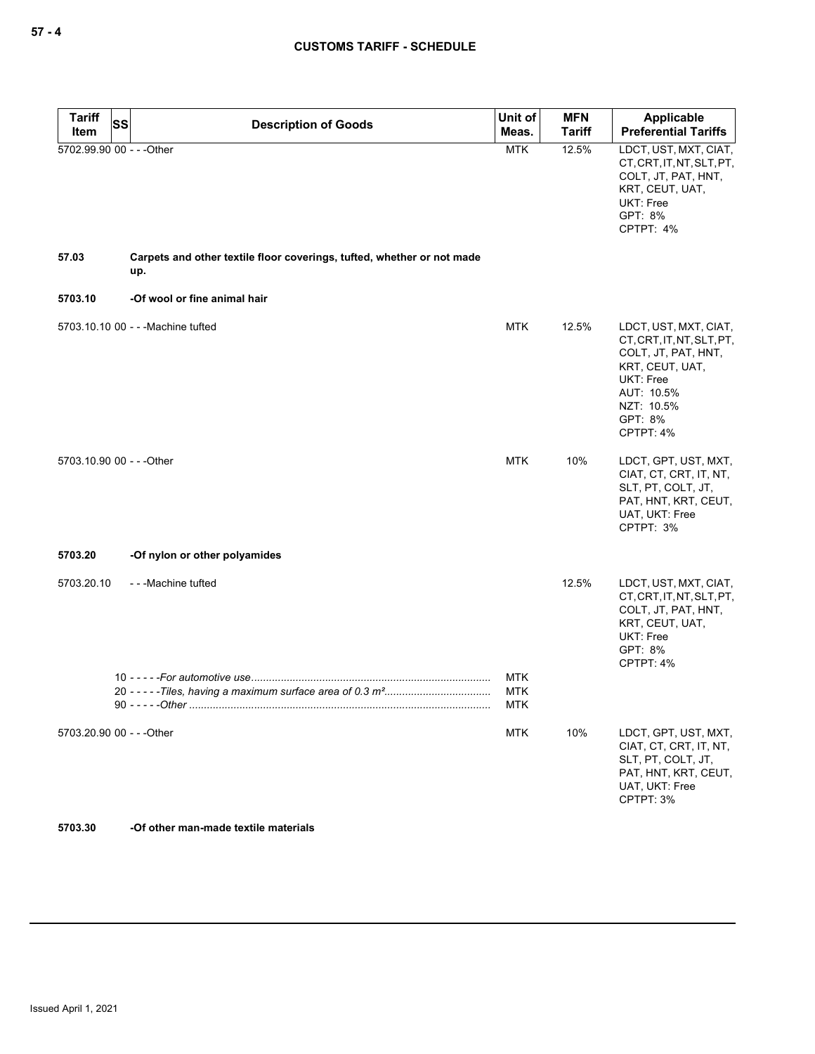| Tariff Item | SS | Description of Goods | Unit of Meas. | MFN Tariff | Applicable Preferential Tariffs |
|---|---|---|---|---|---|
| 5702.99.90 | 00 | - - -Other | MTK | 12.5% | LDCT, UST, MXT, CIAT, CT, CRT, IT, NT, SLT, PT, COLT, JT, PAT, HNT, KRT, CEUT, UAT, UKT: Free<br>GPT: 8%<br>CPTPT: 4% |
| **57.03** | | **Carpets and other textile floor coverings, tufted, whether or not made up.** | | | |
| **5703.10** | | **-Of wool or fine animal hair** | | | |
| 5703.10.10 | 00 | - - -Machine tufted | MTK | 12.5% | LDCT, UST, MXT, CIAT, CT, CRT, IT, NT, SLT, PT, COLT, JT, PAT, HNT, KRT, CEUT, UAT, UKT: Free<br>AUT: 10.5%<br>NZT: 10.5%<br>GPT: 8%<br>CPTPT: 4% |
| 5703.10.90 | 00 | - - -Other | MTK | 10% | LDCT, GPT, UST, MXT, CIAT, CT, CRT, IT, NT, SLT, PT, COLT, JT, PAT, HNT, KRT, CEUT, UAT, UKT: Free<br>CPTPT: 3% |
| **5703.20** | | **-Of nylon or other polyamides** | | | |
| 5703.20.10 | | - - -Machine tufted | | 12.5% | LDCT, UST, MXT, CIAT, CT, CRT, IT, NT, SLT, PT, COLT, JT, PAT, HNT, KRT, CEUT, UAT, UKT: Free<br>GPT: 8%<br>CPTPT: 4% |
| | 10 | - - - - -*For automotive use* | MTK | | |
| | 20 | - - - - -*Tiles, having a maximum surface area of 0.3 m²* | MTK | | |
| | 90 | - - - - -*Other* | MTK | | |
| 5703.20.90 | 00 | - - -Other | MTK | 10% | LDCT, GPT, UST, MXT, CIAT, CT, CRT, IT, NT, SLT, PT, COLT, JT, PAT, HNT, KRT, CEUT, UAT, UKT: Free<br>CPTPT: 3% |
| **5703.30** | | **-Of other man-made textile materials** | | | |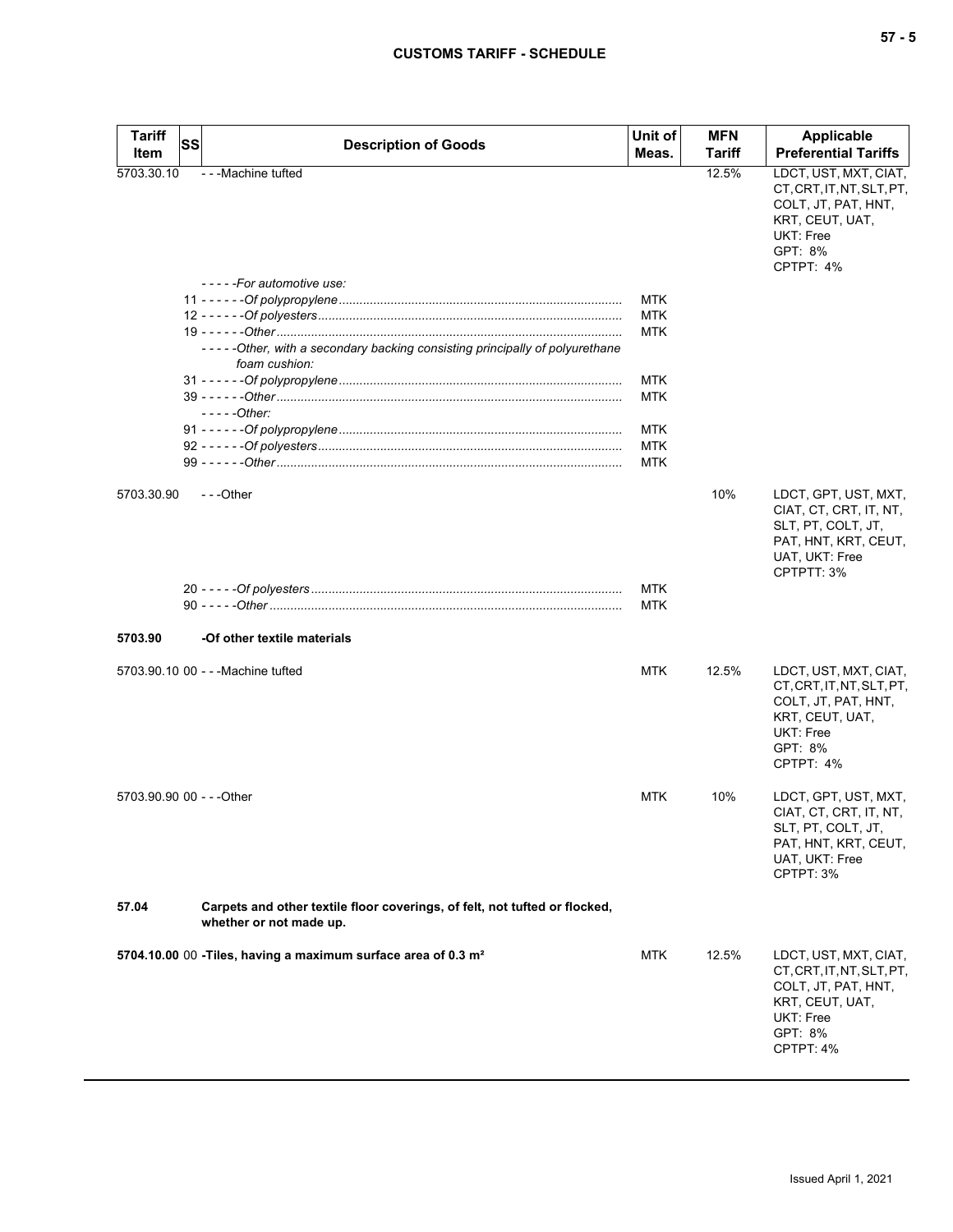| Tariff Item | SS | Description of Goods | Unit of Meas. | MFN Tariff | Applicable Preferential Tariffs |
|---|---|---|---|---|---|
| 5703.30.10 | | - - -Machine tufted | | 12.5% | LDCT, UST, MXT, CIAT, CT, CRT, IT, NT, SLT, PT, COLT, JT, PAT, HNT, KRT, CEUT, UAT, UKT: Free<br>GPT: 8%<br>CPTPT: 4% |
| | | - - - - -*For automotive use:* | | | |
| | 11 | - - - - - -*Of polypropylene* | MTK | | |
| | 12 | - - - - - -*Of polyesters* | MTK | | |
| | 19 | - - - - - -*Other* | MTK | | |
| | | - - - - -*Other, with a secondary backing consisting principally of polyurethane foam cushion:* | | | |
| | 31 | - - - - - -*Of polypropylene* | MTK | | |
| | 39 | - - - - - -*Other* | MTK | | |
| | | - - - - -*Other:* | | | |
| | 91 | - - - - - -*Of polypropylene* | MTK | | |
| | 92 | - - - - - -*Of polyesters* | MTK | | |
| | 99 | - - - - - -*Other* | MTK | | |
| 5703.30.90 | | - - -Other | | 10% | LDCT, GPT, UST, MXT, CIAT, CT, CRT, IT, NT, SLT, PT, COLT, JT, PAT, HNT, KRT, CEUT, UAT, UKT: Free<br>CPTPTT: 3% |
| | 20 | - - - - -*Of polyesters* | MTK | | |
| | 90 | - - - - -*Other* | MTK | | |
| **5703.90** | | **-Of other textile materials** | | | |
| 5703.90.10 | 00 | - - -Machine tufted | MTK | 12.5% | LDCT, UST, MXT, CIAT, CT, CRT, IT, NT, SLT, PT, COLT, JT, PAT, HNT, KRT, CEUT, UAT, UKT: Free<br>GPT: 8%<br>CPTPT: 4% |
| 5703.90.90 | 00 | - - -Other | MTK | 10% | LDCT, GPT, UST, MXT, CIAT, CT, CRT, IT, NT, SLT, PT, COLT, JT, PAT, HNT, KRT, CEUT, UAT, UKT: Free<br>CPTPT: 3% |
| **57.04** | | **Carpets and other textile floor coverings, of felt, not tufted or flocked, whether or not made up.** | | | |
| **5704.10.00** | 00 | **-Tiles, having a maximum surface area of 0.3 m²** | MTK | 12.5% | LDCT, UST, MXT, CIAT, CT, CRT, IT, NT, SLT, PT, COLT, JT, PAT, HNT, KRT, CEUT, UAT, UKT: Free<br>GPT: 8%<br>CPTPT: 4% |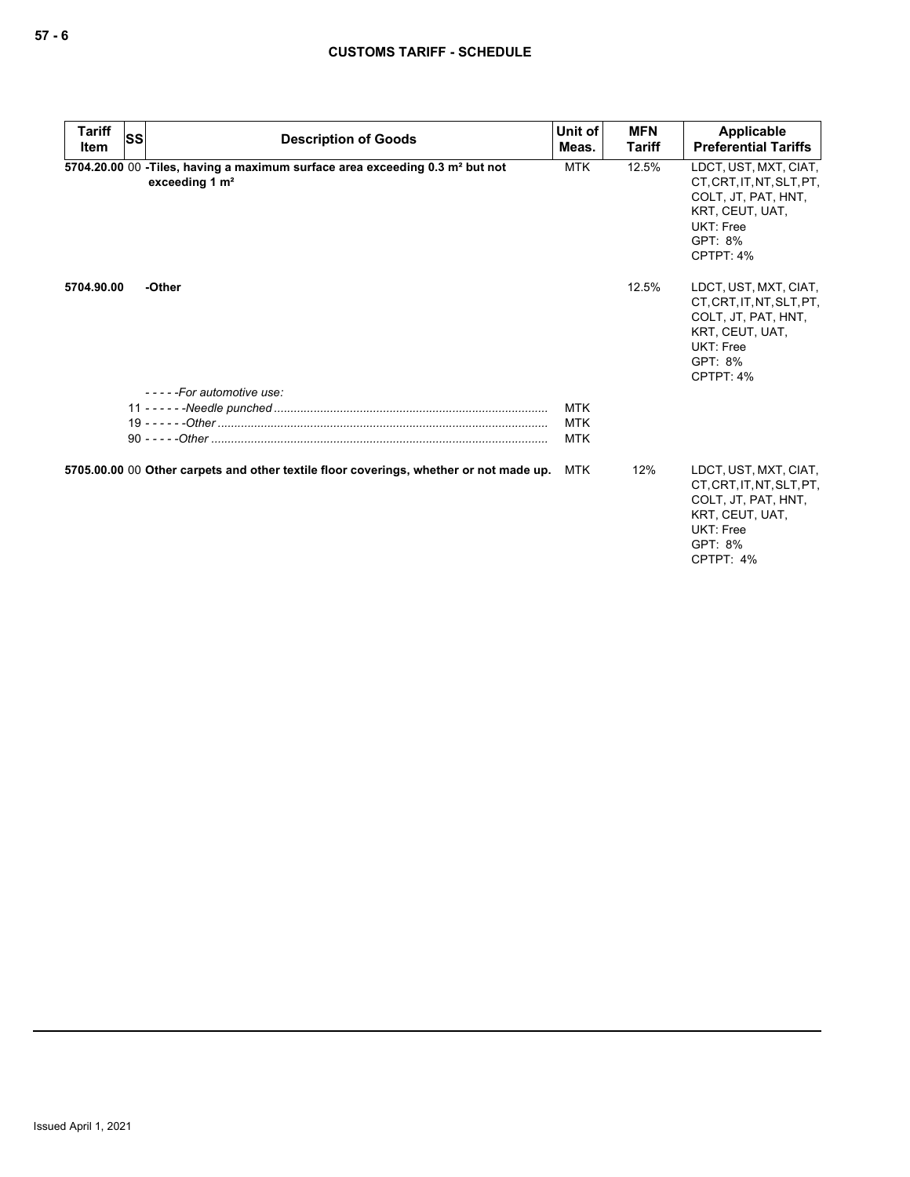| Tariff Item | SS | Description of Goods | Unit of Meas. | MFN Tariff | Applicable Preferential Tariffs |
|---|---|---|---|---|---|
| **5704.20.00** | 00 | **-Tiles, having a maximum surface area exceeding 0.3 m² but not exceeding 1 m²** | MTK | 12.5% | LDCT, UST, MXT, CIAT, CT, CRT, IT, NT, SLT, PT, COLT, JT, PAT, HNT, KRT, CEUT, UAT, UKT: Free<br>GPT: 8%<br>CPTPT: 4% |
| **5704.90.00** | | **-Other** | | 12.5% | LDCT, UST, MXT, CIAT, CT, CRT, IT, NT, SLT, PT, COLT, JT, PAT, HNT, KRT, CEUT, UAT, UKT: Free<br>GPT: 8%<br>CPTPT: 4% |
| | | *- - - - -For automotive use:* | | | |
| | 11 | *- - - - - -Needle punched* | MTK | | |
| | 19 | *- - - - - -Other* | MTK | | |
| | 90 | *- - - - -Other* | MTK | | |
| **5705.00.00** | 00 | **Other carpets and other textile floor coverings, whether or not made up.** | MTK | 12% | LDCT, UST, MXT, CIAT, CT, CRT, IT, NT, SLT, PT, COLT, JT, PAT, HNT, KRT, CEUT, UAT, UKT: Free<br>GPT: 8%<br>CPTPT: 4% |